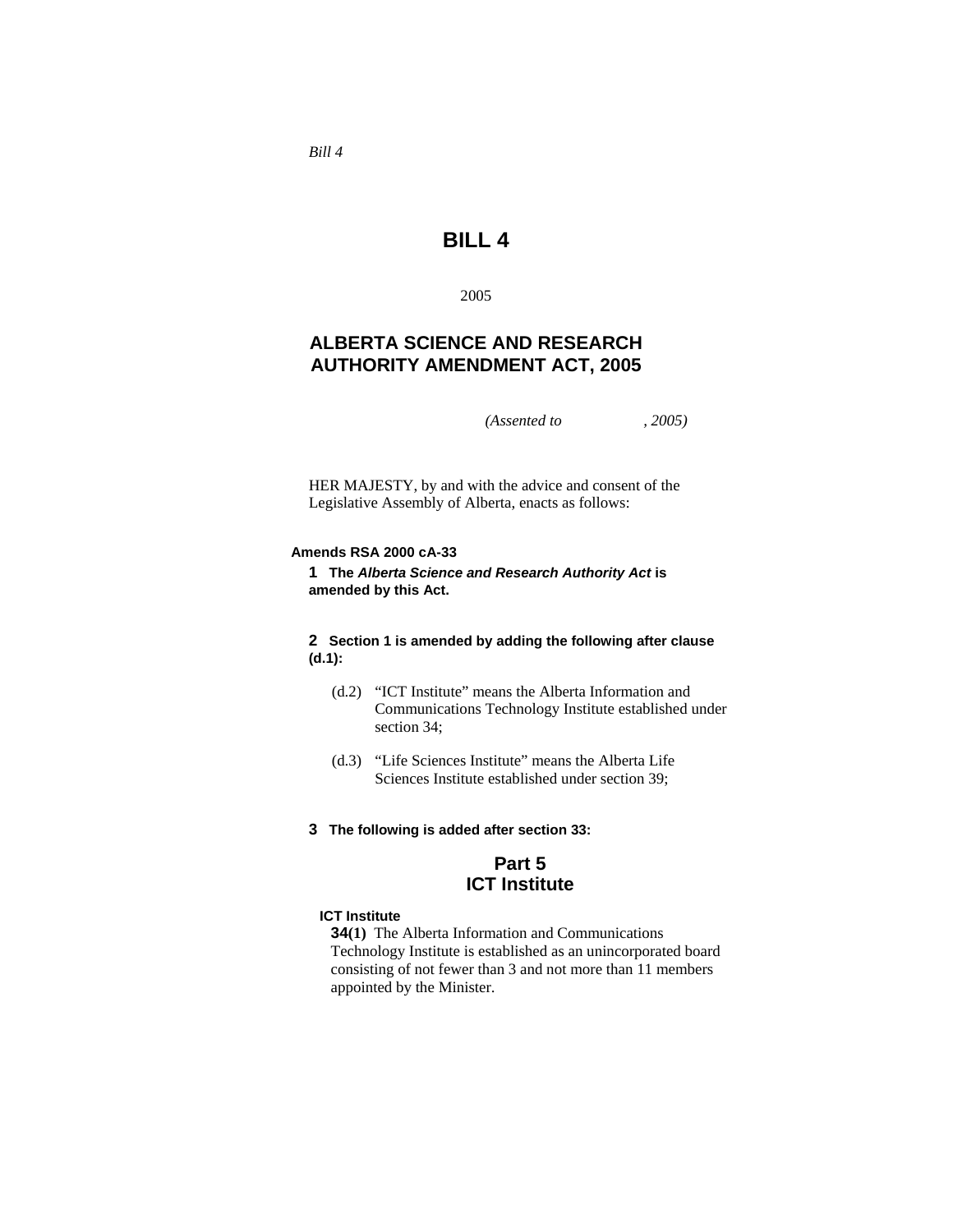*Bill 4*

# BILL 4

2005

## ALBERTA SCIENCE AND RESEARCH AUTHORITY AMENDMENT ACT, 2005

*(Assented to , 2005)*

HER MAJESTY, by and with the advice and consent of the Legislative Assembly of Alberta, enacts as follows:

**Amends RSA 2000 cA-33**

**1 The *Alberta Science and Research Authority Act* is amended by this Act.**

**2 Section 1 is amended by adding the following after clause (d.1):**

(d.2) "ICT Institute" means the Alberta Information and Communications Technology Institute established under section 34;

(d.3) "Life Sciences Institute" means the Alberta Life Sciences Institute established under section 39;

**3 The following is added after section 33:**

## Part 5
## ICT Institute

**ICT Institute**

**34(1)** The Alberta Information and Communications Technology Institute is established as an unincorporated board consisting of not fewer than 3 and not more than 11 members appointed by the Minister.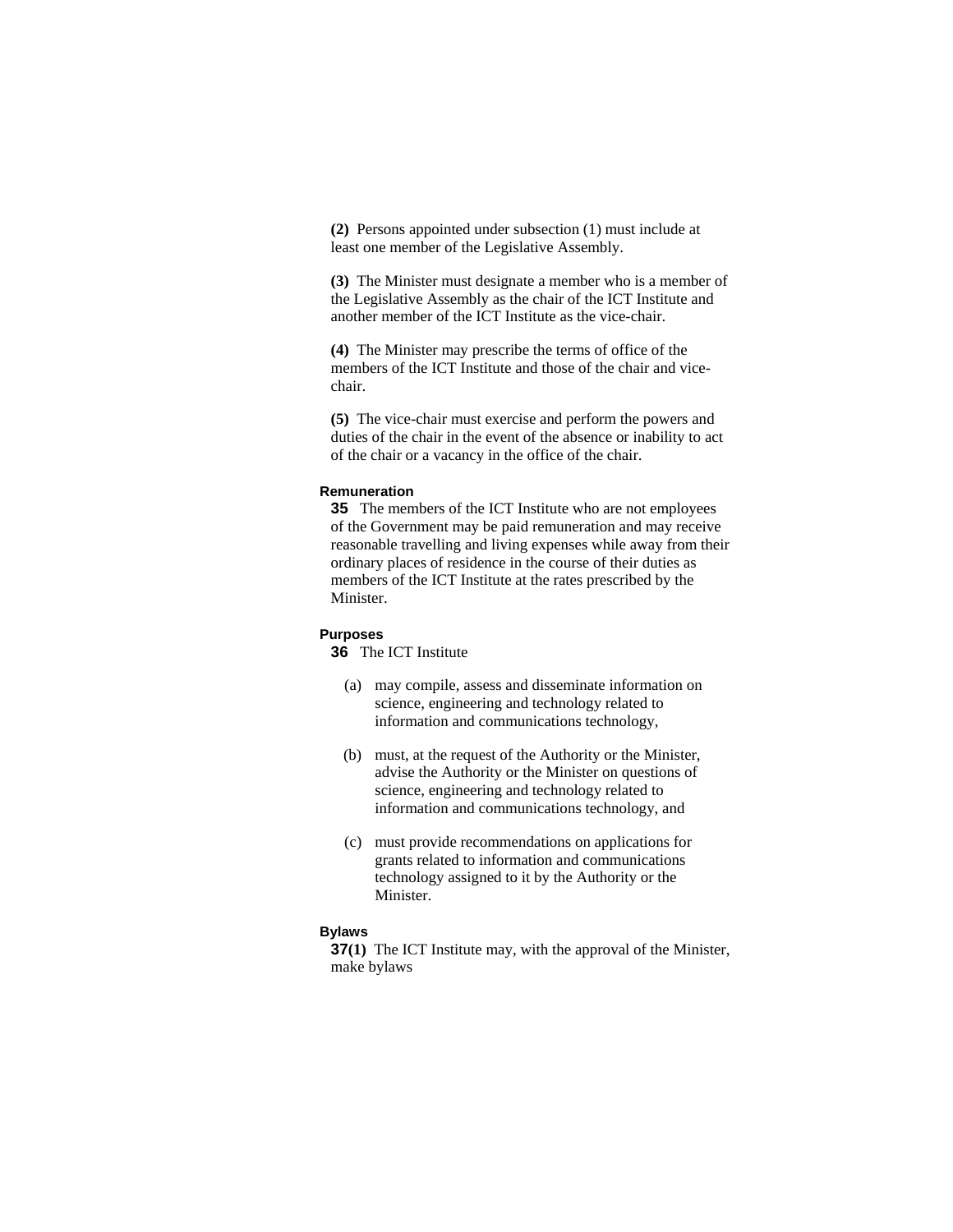**(2)** Persons appointed under subsection (1) must include at least one member of the Legislative Assembly.

**(3)** The Minister must designate a member who is a member of the Legislative Assembly as the chair of the ICT Institute and another member of the ICT Institute as the vice-chair.

**(4)** The Minister may prescribe the terms of office of the members of the ICT Institute and those of the chair and vice-chair.

**(5)** The vice-chair must exercise and perform the powers and duties of the chair in the event of the absence or inability to act of the chair or a vacancy in the office of the chair.

**Remuneration**

**35** The members of the ICT Institute who are not employees of the Government may be paid remuneration and may receive reasonable travelling and living expenses while away from their ordinary places of residence in the course of their duties as members of the ICT Institute at the rates prescribed by the Minister.

**Purposes**

**36** The ICT Institute

(a) may compile, assess and disseminate information on science, engineering and technology related to information and communications technology,

(b) must, at the request of the Authority or the Minister, advise the Authority or the Minister on questions of science, engineering and technology related to information and communications technology, and

(c) must provide recommendations on applications for grants related to information and communications technology assigned to it by the Authority or the Minister.

**Bylaws**

**37(1)** The ICT Institute may, with the approval of the Minister, make bylaws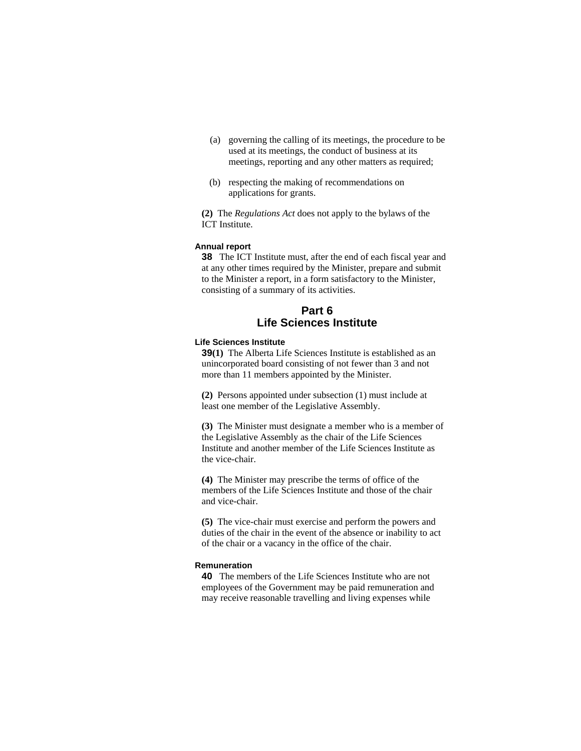(a) governing the calling of its meetings, the procedure to be used at its meetings, the conduct of business at its meetings, reporting and any other matters as required;

(b) respecting the making of recommendations on applications for grants.

**(2)** The *Regulations Act* does not apply to the bylaws of the ICT Institute.

**Annual report**

**38** The ICT Institute must, after the end of each fiscal year and at any other times required by the Minister, prepare and submit to the Minister a report, in a form satisfactory to the Minister, consisting of a summary of its activities.

## Part 6
## Life Sciences Institute

**Life Sciences Institute**

**39(1)** The Alberta Life Sciences Institute is established as an unincorporated board consisting of not fewer than 3 and not more than 11 members appointed by the Minister.

**(2)** Persons appointed under subsection (1) must include at least one member of the Legislative Assembly.

**(3)** The Minister must designate a member who is a member of the Legislative Assembly as the chair of the Life Sciences Institute and another member of the Life Sciences Institute as the vice-chair.

**(4)** The Minister may prescribe the terms of office of the members of the Life Sciences Institute and those of the chair and vice-chair.

**(5)** The vice-chair must exercise and perform the powers and duties of the chair in the event of the absence or inability to act of the chair or a vacancy in the office of the chair.

**Remuneration**

**40** The members of the Life Sciences Institute who are not employees of the Government may be paid remuneration and may receive reasonable travelling and living expenses while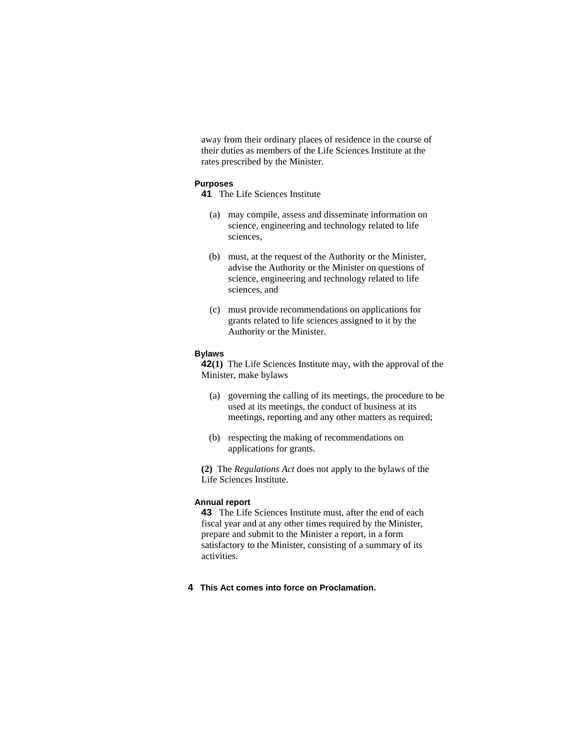away from their ordinary places of residence in the course of their duties as members of the Life Sciences Institute at the rates prescribed by the Minister.

**Purposes**

**41** The Life Sciences Institute

(a) may compile, assess and disseminate information on science, engineering and technology related to life sciences,

(b) must, at the request of the Authority or the Minister, advise the Authority or the Minister on questions of science, engineering and technology related to life sciences, and

(c) must provide recommendations on applications for grants related to life sciences assigned to it by the Authority or the Minister.

**Bylaws**

**42(1)** The Life Sciences Institute may, with the approval of the Minister, make bylaws

(a) governing the calling of its meetings, the procedure to be used at its meetings, the conduct of business at its meetings, reporting and any other matters as required;

(b) respecting the making of recommendations on applications for grants.

**(2)** The *Regulations Act* does not apply to the bylaws of the Life Sciences Institute.

**Annual report**

**43** The Life Sciences Institute must, after the end of each fiscal year and at any other times required by the Minister, prepare and submit to the Minister a report, in a form satisfactory to the Minister, consisting of a summary of its activities.

**4 This Act comes into force on Proclamation.**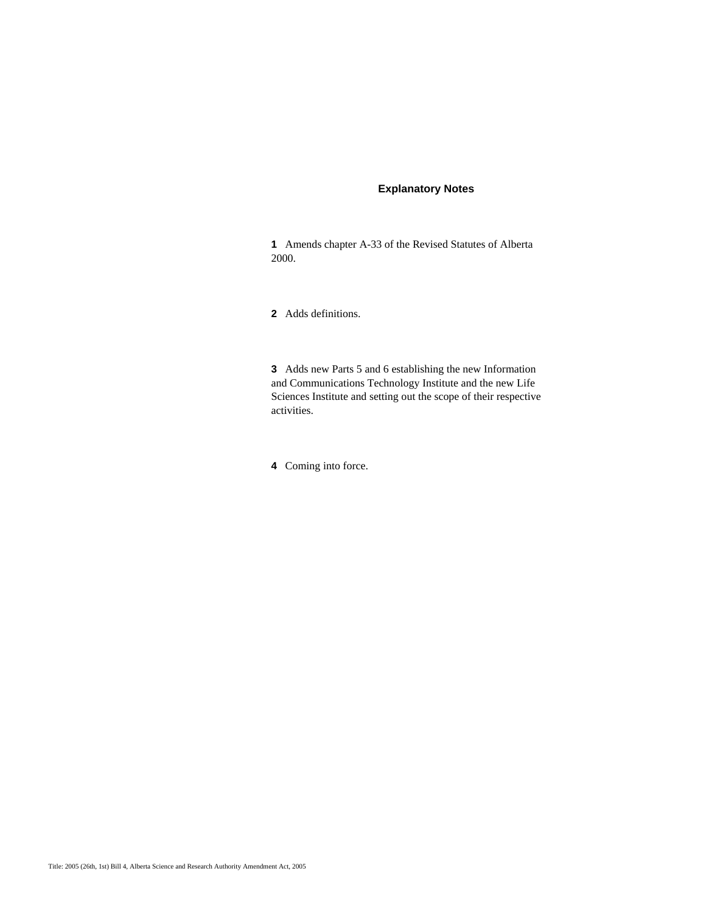## Explanatory Notes

**1** Amends chapter A-33 of the Revised Statutes of Alberta 2000.

**2** Adds definitions.

**3** Adds new Parts 5 and 6 establishing the new Information and Communications Technology Institute and the new Life Sciences Institute and setting out the scope of their respective activities.

**4** Coming into force.